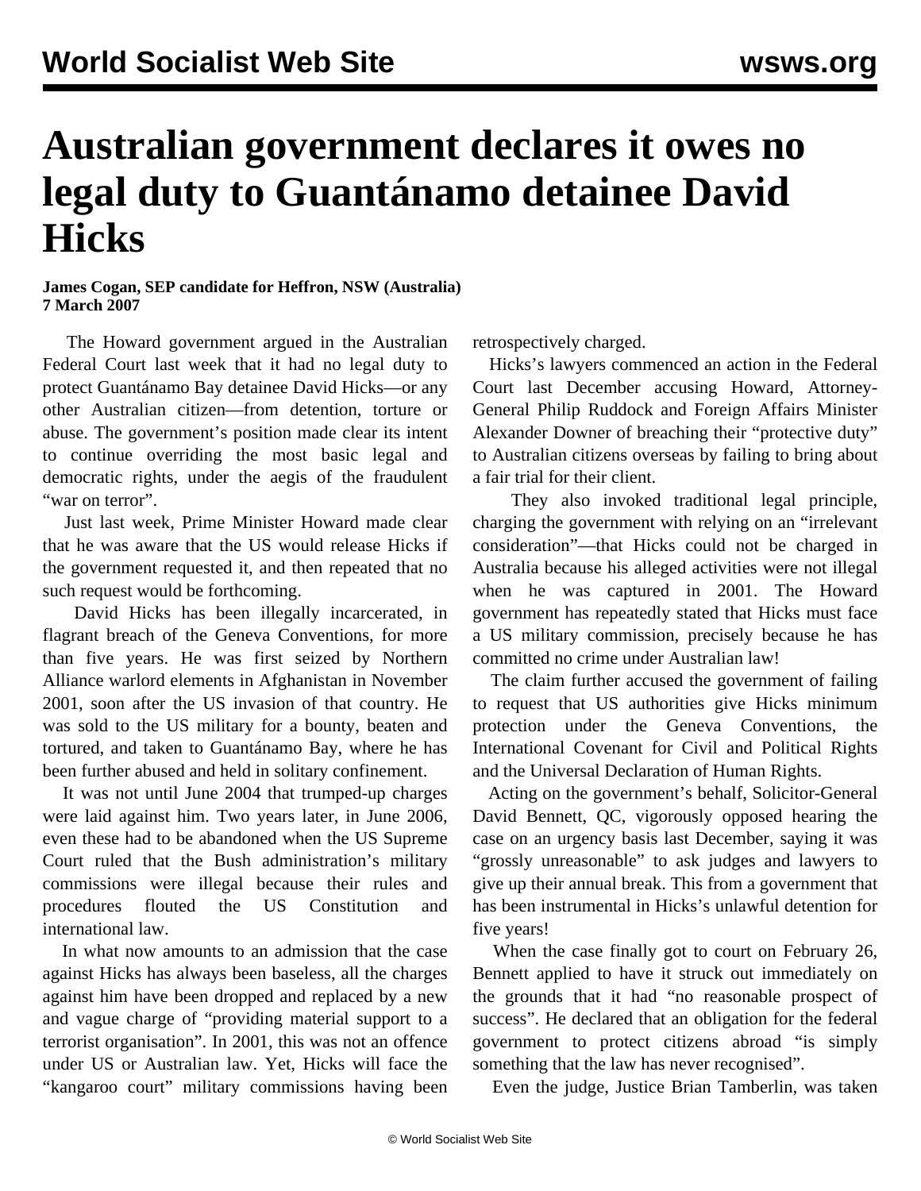# Australian government declares it owes no legal duty to Guantánamo detainee David Hicks

**James Cogan, SEP candidate for Heffron, NSW (Australia)**
**7 March 2007**

The Howard government argued in the Australian Federal Court last week that it had no legal duty to protect Guantánamo Bay detainee David Hicks—or any other Australian citizen—from detention, torture or abuse. The government's position made clear its intent to continue overriding the most basic legal and democratic rights, under the aegis of the fraudulent "war on terror".

Just last week, Prime Minister Howard made clear that he was aware that the US would release Hicks if the government requested it, and then repeated that no such request would be forthcoming.

David Hicks has been illegally incarcerated, in flagrant breach of the Geneva Conventions, for more than five years. He was first seized by Northern Alliance warlord elements in Afghanistan in November 2001, soon after the US invasion of that country. He was sold to the US military for a bounty, beaten and tortured, and taken to Guantánamo Bay, where he has been further abused and held in solitary confinement.

It was not until June 2004 that trumped-up charges were laid against him. Two years later, in June 2006, even these had to be abandoned when the US Supreme Court ruled that the Bush administration's military commissions were illegal because their rules and procedures flouted the US Constitution and international law.

In what now amounts to an admission that the case against Hicks has always been baseless, all the charges against him have been dropped and replaced by a new and vague charge of "providing material support to a terrorist organisation". In 2001, this was not an offence under US or Australian law. Yet, Hicks will face the "kangaroo court" military commissions having been retrospectively charged.

Hicks's lawyers commenced an action in the Federal Court last December accusing Howard, Attorney-General Philip Ruddock and Foreign Affairs Minister Alexander Downer of breaching their "protective duty" to Australian citizens overseas by failing to bring about a fair trial for their client.

They also invoked traditional legal principle, charging the government with relying on an "irrelevant consideration"—that Hicks could not be charged in Australia because his alleged activities were not illegal when he was captured in 2001. The Howard government has repeatedly stated that Hicks must face a US military commission, precisely because he has committed no crime under Australian law!

The claim further accused the government of failing to request that US authorities give Hicks minimum protection under the Geneva Conventions, the International Covenant for Civil and Political Rights and the Universal Declaration of Human Rights.

Acting on the government's behalf, Solicitor-General David Bennett, QC, vigorously opposed hearing the case on an urgency basis last December, saying it was "grossly unreasonable" to ask judges and lawyers to give up their annual break. This from a government that has been instrumental in Hicks's unlawful detention for five years!

When the case finally got to court on February 26, Bennett applied to have it struck out immediately on the grounds that it had "no reasonable prospect of success". He declared that an obligation for the federal government to protect citizens abroad "is simply something that the law has never recognised".

Even the judge, Justice Brian Tamberlin, was taken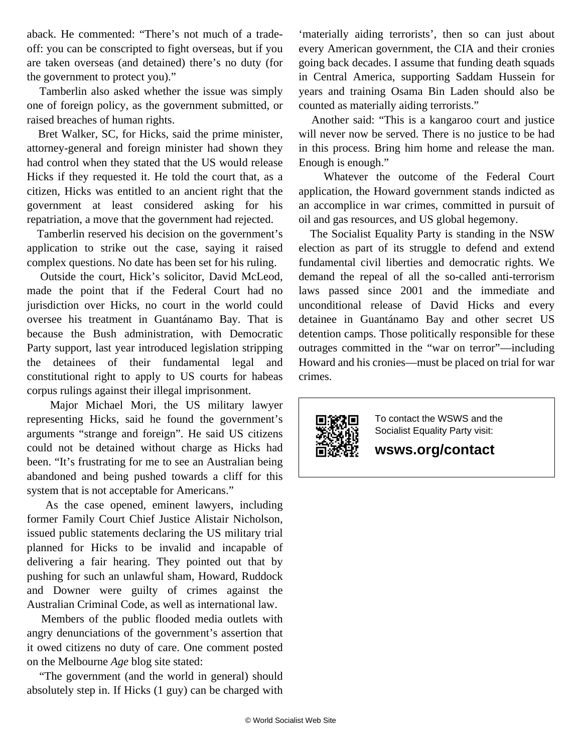aback. He commented: "There's not much of a trade-off: you can be conscripted to fight overseas, but if you are taken overseas (and detained) there's no duty (for the government to protect you)."

Tamberlin also asked whether the issue was simply one of foreign policy, as the government submitted, or raised breaches of human rights.

Bret Walker, SC, for Hicks, said the prime minister, attorney-general and foreign minister had shown they had control when they stated that the US would release Hicks if they requested it. He told the court that, as a citizen, Hicks was entitled to an ancient right that the government at least considered asking for his repatriation, a move that the government had rejected.

Tamberlin reserved his decision on the government's application to strike out the case, saying it raised complex questions. No date has been set for his ruling.

Outside the court, Hick's solicitor, David McLeod, made the point that if the Federal Court had no jurisdiction over Hicks, no court in the world could oversee his treatment in Guantánamo Bay. That is because the Bush administration, with Democratic Party support, last year introduced legislation stripping the detainees of their fundamental legal and constitutional right to apply to US courts for habeas corpus rulings against their illegal imprisonment.

Major Michael Mori, the US military lawyer representing Hicks, said he found the government's arguments "strange and foreign". He said US citizens could not be detained without charge as Hicks had been. "It's frustrating for me to see an Australian being abandoned and being pushed towards a cliff for this system that is not acceptable for Americans."

As the case opened, eminent lawyers, including former Family Court Chief Justice Alistair Nicholson, issued public statements declaring the US military trial planned for Hicks to be invalid and incapable of delivering a fair hearing. They pointed out that by pushing for such an unlawful sham, Howard, Ruddock and Downer were guilty of crimes against the Australian Criminal Code, as well as international law.

Members of the public flooded media outlets with angry denunciations of the government's assertion that it owed citizens no duty of care. One comment posted on the Melbourne *Age* blog site stated:

"The government (and the world in general) should absolutely step in. If Hicks (1 guy) can be charged with 'materially aiding terrorists', then so can just about every American government, the CIA and their cronies going back decades. I assume that funding death squads in Central America, supporting Saddam Hussein for years and training Osama Bin Laden should also be counted as materially aiding terrorists."

Another said: "This is a kangaroo court and justice will never now be served. There is no justice to be had in this process. Bring him home and release the man. Enough is enough."

Whatever the outcome of the Federal Court application, the Howard government stands indicted as an accomplice in war crimes, committed in pursuit of oil and gas resources, and US global hegemony.

The Socialist Equality Party is standing in the NSW election as part of its struggle to defend and extend fundamental civil liberties and democratic rights. We demand the repeal of all the so-called anti-terrorism laws passed since 2001 and the immediate and unconditional release of David Hicks and every detainee in Guantánamo Bay and other secret US detention camps. Those politically responsible for these outrages committed in the "war on terror"—including Howard and his cronies—must be placed on trial for war crimes.

To contact the WSWS and the Socialist Equality Party visit:

**wsws.org/contact**